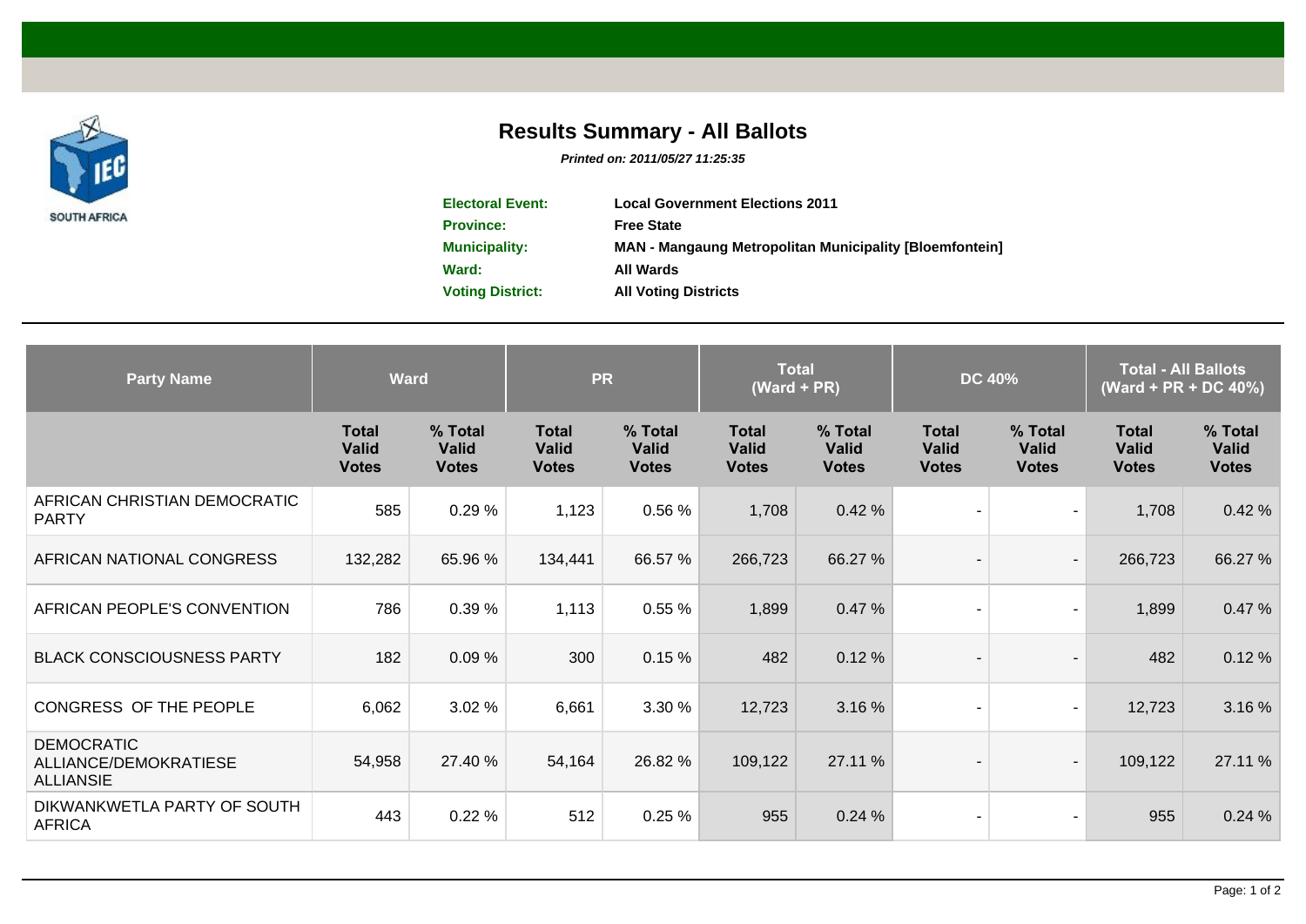# Results Summary - All Ballots

***Printed on: 2011/05/27 11:25:35***

| | |
|---|---|
| **Electoral Event:** | **Local Government Elections 2011** |
| **Province:** | **Free State** |
| **Municipality:** | **MAN - Mangaung Metropolitan Municipality [Bloemfontein]** |
| **Ward:** | **All Wards** |
| **Voting District:** | **All Voting Districts** |

| Party Name | Ward | | PR | | Total (Ward + PR) | | DC 40% | | Total - All Ballots (Ward + PR + DC 40%) | |
|---|---|---|---|---|---|---|---|---|---|---|
| | Total Valid Votes | % Total Valid Votes | Total Valid Votes | % Total Valid Votes | Total Valid Votes | % Total Valid Votes | Total Valid Votes | % Total Valid Votes | Total Valid Votes | % Total Valid Votes |
| AFRICAN CHRISTIAN DEMOCRATIC PARTY | 585 | 0.29 % | 1,123 | 0.56 % | 1,708 | 0.42 % | - | - | 1,708 | 0.42 % |
| AFRICAN NATIONAL CONGRESS | 132,282 | 65.96 % | 134,441 | 66.57 % | 266,723 | 66.27 % | - | - | 266,723 | 66.27 % |
| AFRICAN PEOPLE'S CONVENTION | 786 | 0.39 % | 1,113 | 0.55 % | 1,899 | 0.47 % | - | - | 1,899 | 0.47 % |
| BLACK CONSCIOUSNESS PARTY | 182 | 0.09 % | 300 | 0.15 % | 482 | 0.12 % | - | - | 482 | 0.12 % |
| CONGRESS OF THE PEOPLE | 6,062 | 3.02 % | 6,661 | 3.30 % | 12,723 | 3.16 % | - | - | 12,723 | 3.16 % |
| DEMOCRATIC ALLIANCE/DEMOKRATIESE ALLIANSIE | 54,958 | 27.40 % | 54,164 | 26.82 % | 109,122 | 27.11 % | - | - | 109,122 | 27.11 % |
| DIKWANKWETLA PARTY OF SOUTH AFRICA | 443 | 0.22 % | 512 | 0.25 % | 955 | 0.24 % | - | - | 955 | 0.24 % |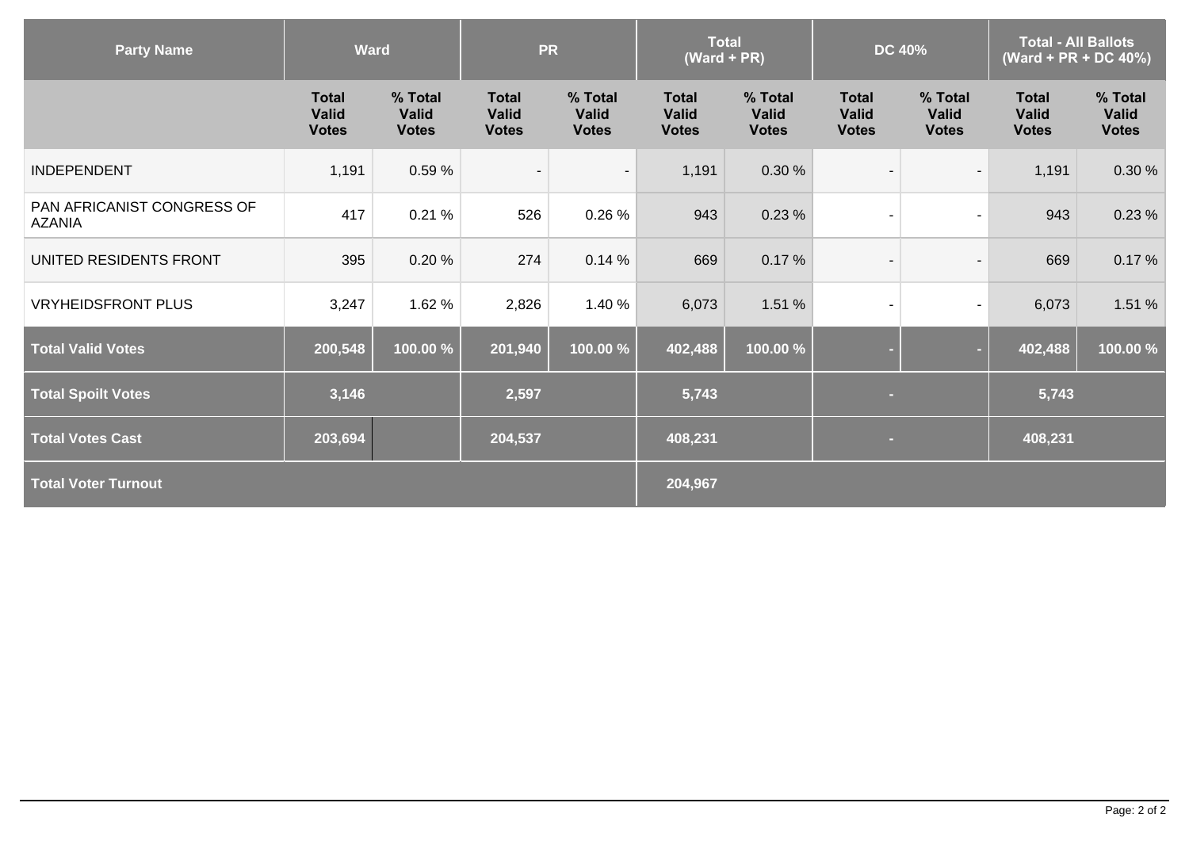| Party Name | Ward | | PR | | Total (Ward + PR) | | DC 40% | | Total - All Ballots (Ward + PR + DC 40%) | |
|---|---|---|---|---|---|---|---|---|---|---|
| | Total Valid Votes | % Total Valid Votes | Total Valid Votes | % Total Valid Votes | Total Valid Votes | % Total Valid Votes | Total Valid Votes | % Total Valid Votes | Total Valid Votes | % Total Valid Votes |
| INDEPENDENT | 1,191 | 0.59 % | - | - | 1,191 | 0.30 % | - | - | 1,191 | 0.30 % |
| PAN AFRICANIST CONGRESS OF AZANIA | 417 | 0.21 % | 526 | 0.26 % | 943 | 0.23 % | - | - | 943 | 0.23 % |
| UNITED RESIDENTS FRONT | 395 | 0.20 % | 274 | 0.14 % | 669 | 0.17 % | - | - | 669 | 0.17 % |
| VRYHEIDSFRONT PLUS | 3,247 | 1.62 % | 2,826 | 1.40 % | 6,073 | 1.51 % | - | - | 6,073 | 1.51 % |
| **Total Valid Votes** | **200,548** | **100.00 %** | **201,940** | **100.00 %** | **402,488** | **100.00 %** | - | - | **402,488** | **100.00 %** |
| **Total Spoilt Votes** | **3,146** | | **2,597** | | **5,743** | | - | | **5,743** | |
| **Total Votes Cast** | **203,694** | | **204,537** | | **408,231** | | - | | **408,231** | |
| **Total Voter Turnout** | | | | | **204,967** | | | | | |